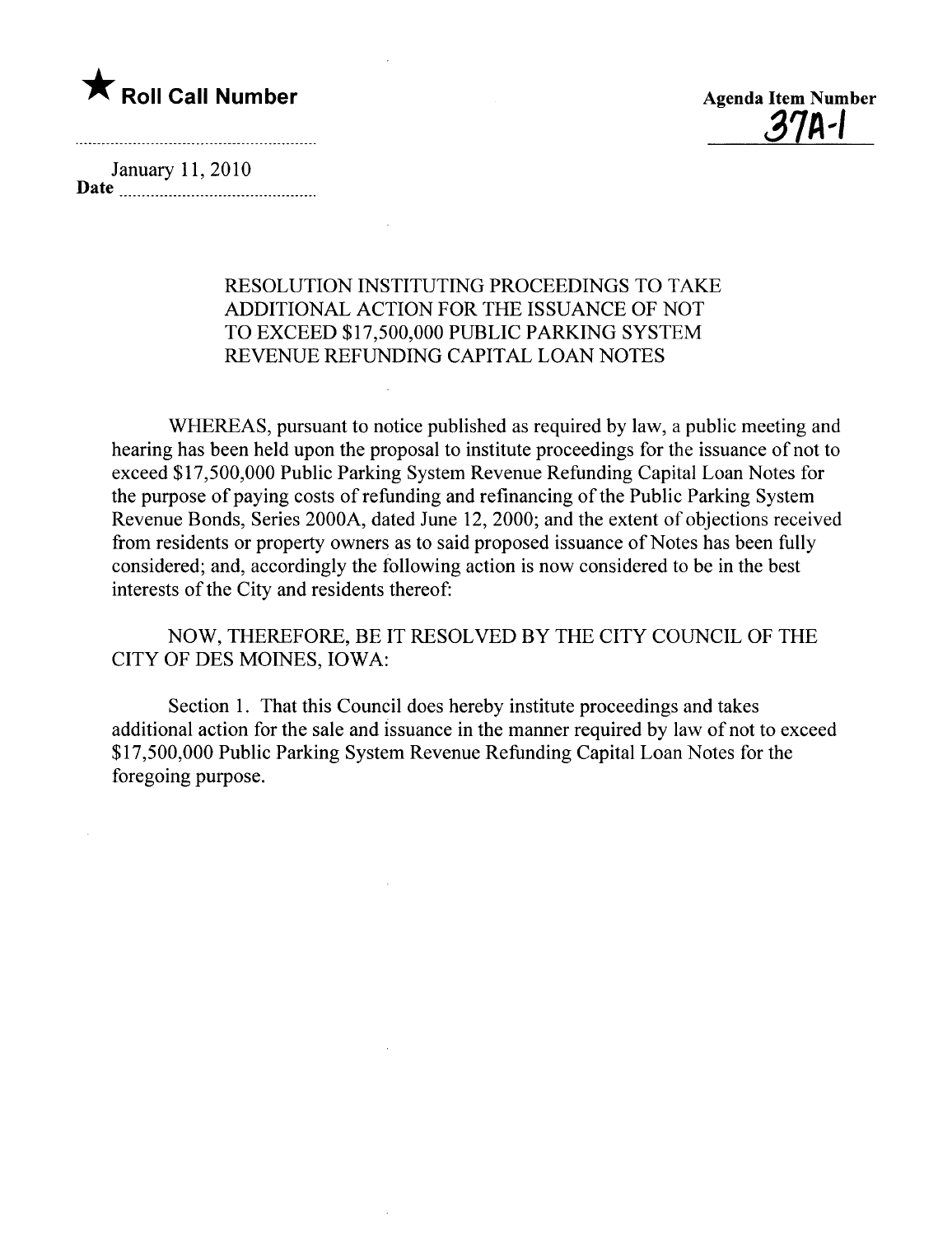★ **Roll Call Number**

**Agenda Item Number**
37A-1

January 11, 2010
**Date** ..........................................

RESOLUTION INSTITUTING PROCEEDINGS TO TAKE ADDITIONAL ACTION FOR THE ISSUANCE OF NOT TO EXCEED $17,500,000 PUBLIC PARKING SYSTEM REVENUE REFUNDING CAPITAL LOAN NOTES

WHEREAS, pursuant to notice published as required by law, a public meeting and hearing has been held upon the proposal to institute proceedings for the issuance of not to exceed $17,500,000 Public Parking System Revenue Refunding Capital Loan Notes for the purpose of paying costs of refunding and refinancing of the Public Parking System Revenue Bonds, Series 2000A, dated June 12, 2000; and the extent of objections received from residents or property owners as to said proposed issuance of Notes has been fully considered; and, accordingly the following action is now considered to be in the best interests of the City and residents thereof:

NOW, THEREFORE, BE IT RESOLVED BY THE CITY COUNCIL OF THE CITY OF DES MOINES, IOWA:

Section 1. That this Council does hereby institute proceedings and takes additional action for the sale and issuance in the manner required by law of not to exceed $17,500,000 Public Parking System Revenue Refunding Capital Loan Notes for the foregoing purpose.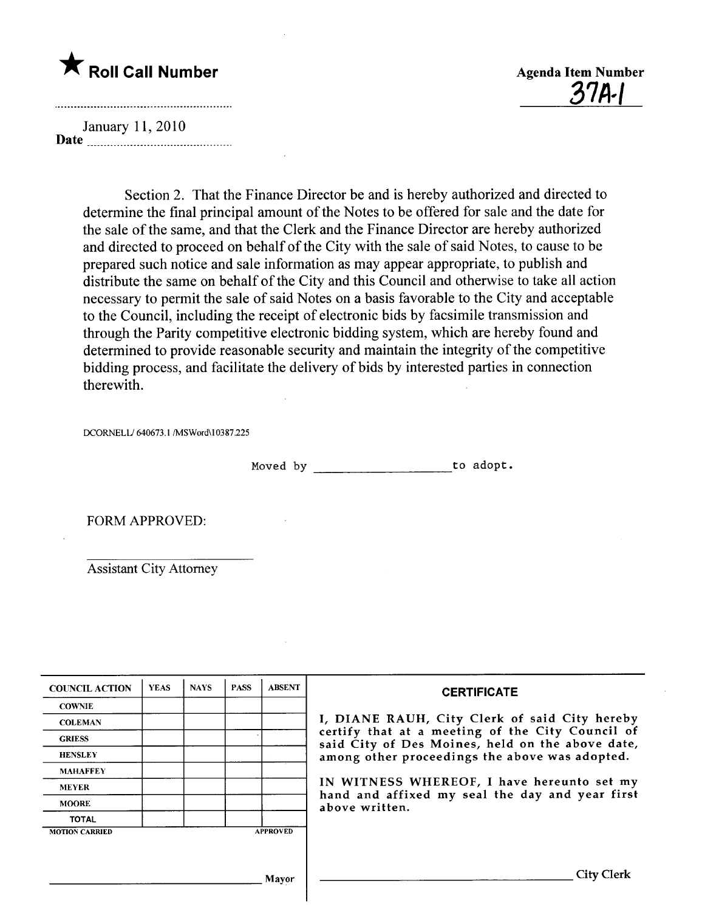★ **Roll Call Number**

..........................................................

January 11, 2010
**Date** ..........................................

**Agenda Item Number**
37A-1

Section 2. That the Finance Director be and is hereby authorized and directed to determine the final principal amount of the Notes to be offered for sale and the date for the sale of the same, and that the Clerk and the Finance Director are hereby authorized and directed to proceed on behalf of the City with the sale of said Notes, to cause to be prepared such notice and sale information as may appear appropriate, to publish and distribute the same on behalf of the City and this Council and otherwise to take all action necessary to permit the sale of said Notes on a basis favorable to the City and acceptable to the Council, including the receipt of electronic bids by facsimile transmission and through the Parity competitive electronic bidding system, which are hereby found and determined to provide reasonable security and maintain the integrity of the competitive bidding process, and facilitate the delivery of bids by interested parties in connection therewith.

DCORNELL/ 640673.1 /MSWord\10387.225

Moved by ____________________ to adopt.

FORM APPROVED:

______________________
Assistant City Attorney

| COUNCIL ACTION | YEAS | NAYS | PASS | ABSENT |
|---|---|---|---|---|
| COWNIE | | | | |
| COLEMAN | | | | |
| GRIESS | | | | |
| HENSLEY | | | | |
| MAHAFFEY | | | | |
| MEYER | | | | |
| MOORE | | | | |
| TOTAL | | | | |
| MOTION CARRIED | | | | APPROVED |

______________________________ Mayor

**CERTIFICATE**

I, DIANE RAUH, City Clerk of said City hereby certify that at a meeting of the City Council of said City of Des Moines, held on the above date, among other proceedings the above was adopted.

IN WITNESS WHEREOF, I have hereunto set my hand and affixed my seal the day and year first above written.

______________________________ City Clerk